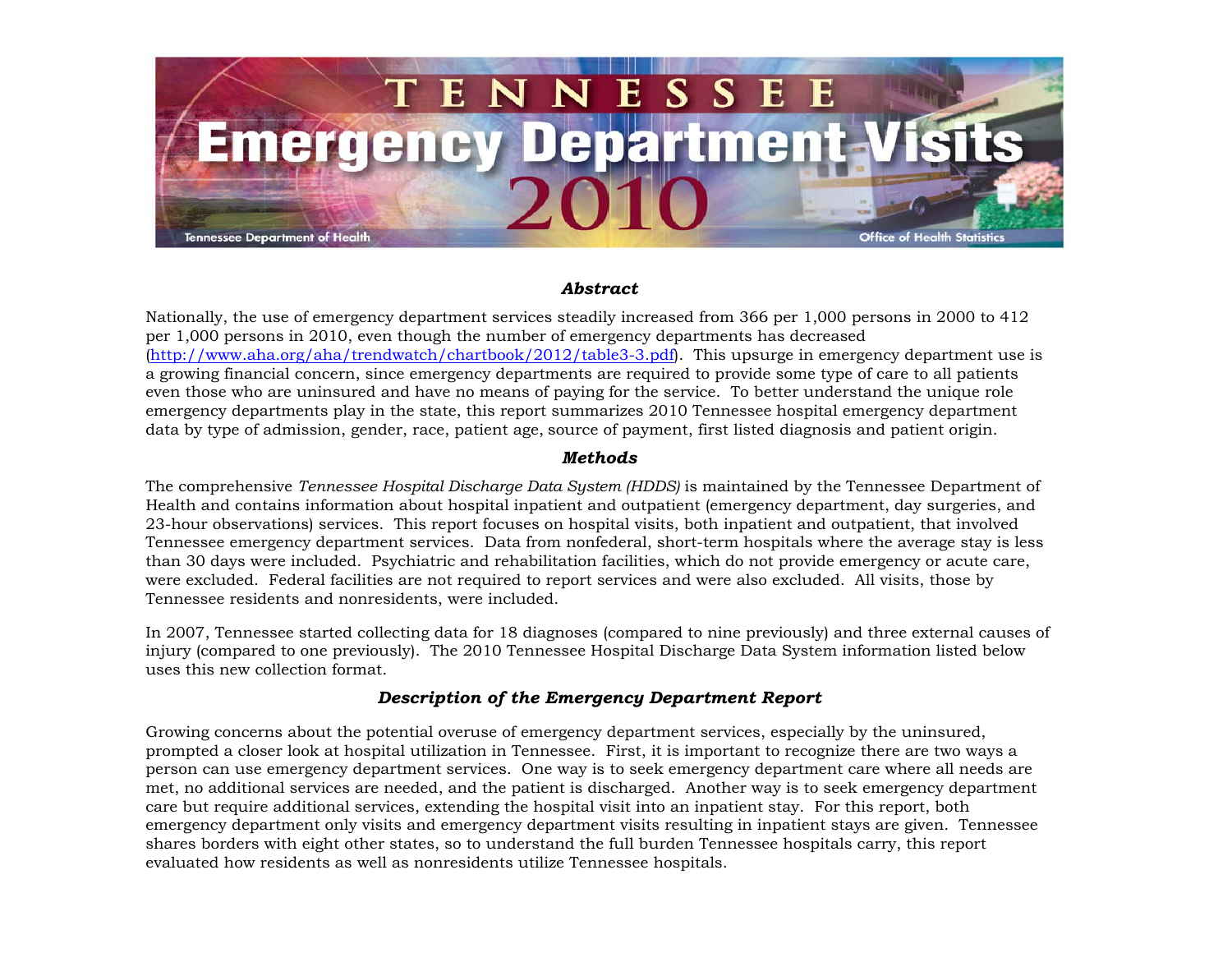# TENNESSEE Emergency Department Visits 2010

Tennessee Department of Health

Office of Health Statistics

### *Abstract*

Nationally, the use of emergency department services steadily increased from 366 per 1,000 persons in 2000 to 412 per 1,000 persons in 2010, even though the number of emergency departments has decreased (http://www.aha.org/aha/trendwatch/chartbook/2012/table3-3.pdf). This upsurge in emergency department use is a growing financial concern, since emergency departments are required to provide some type of care to all patients even those who are uninsured and have no means of paying for the service. To better understand the unique role emergency departments play in the state, this report summarizes 2010 Tennessee hospital emergency department data by type of admission, gender, race, patient age, source of payment, first listed diagnosis and patient origin.

### *Methods*

The comprehensive *Tennessee Hospital Discharge Data System (HDDS)* is maintained by the Tennessee Department of Health and contains information about hospital inpatient and outpatient (emergency department, day surgeries, and 23-hour observations) services. This report focuses on hospital visits, both inpatient and outpatient, that involved Tennessee emergency department services. Data from nonfederal, short-term hospitals where the average stay is less than 30 days were included. Psychiatric and rehabilitation facilities, which do not provide emergency or acute care, were excluded. Federal facilities are not required to report services and were also excluded. All visits, those by Tennessee residents and nonresidents, were included.

In 2007, Tennessee started collecting data for 18 diagnoses (compared to nine previously) and three external causes of injury (compared to one previously). The 2010 Tennessee Hospital Discharge Data System information listed below uses this new collection format.

### *Description of the Emergency Department Report*

Growing concerns about the potential overuse of emergency department services, especially by the uninsured, prompted a closer look at hospital utilization in Tennessee. First, it is important to recognize there are two ways a person can use emergency department services. One way is to seek emergency department care where all needs are met, no additional services are needed, and the patient is discharged. Another way is to seek emergency department care but require additional services, extending the hospital visit into an inpatient stay. For this report, both emergency department only visits and emergency department visits resulting in inpatient stays are given. Tennessee shares borders with eight other states, so to understand the full burden Tennessee hospitals carry, this report evaluated how residents as well as nonresidents utilize Tennessee hospitals.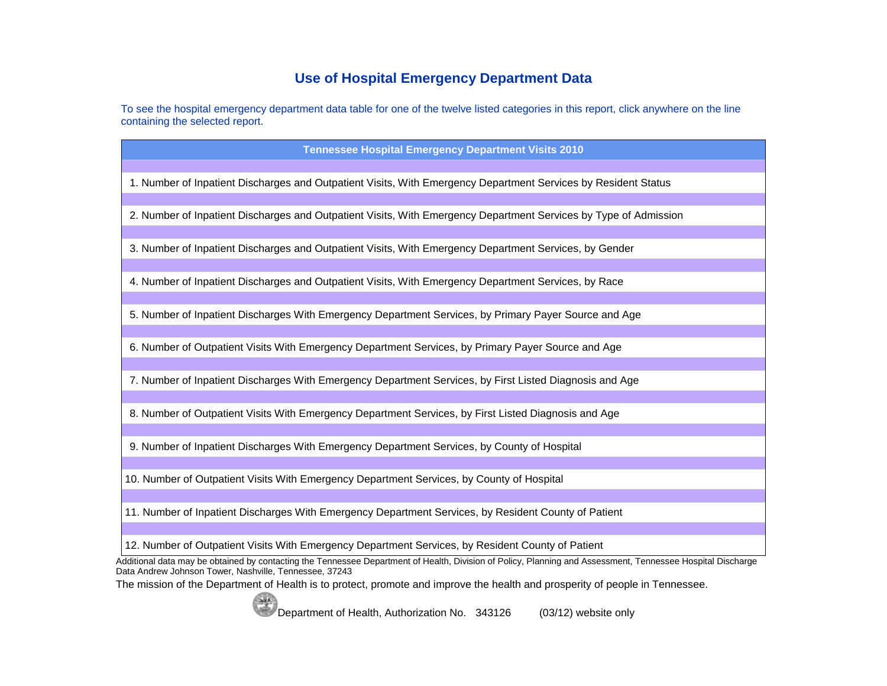# Use of Hospital Emergency Department Data

To see the hospital emergency department data table for one of the twelve listed categories in this report, click anywhere on the line containing the selected report.

| Tennessee Hospital Emergency Department Visits 2010 |
|---|
| 1. Number of Inpatient Discharges and Outpatient Visits, With Emergency Department Services by Resident Status |
| 2. Number of Inpatient Discharges and Outpatient Visits, With Emergency Department Services by Type of Admission |
| 3. Number of Inpatient Discharges and Outpatient Visits, With Emergency Department Services, by Gender |
| 4. Number of Inpatient Discharges and Outpatient Visits, With Emergency Department Services, by Race |
| 5. Number of Inpatient Discharges With Emergency Department Services, by Primary Payer Source and Age |
| 6. Number of Outpatient Visits With Emergency Department Services, by Primary Payer Source and Age |
| 7. Number of Inpatient Discharges With Emergency Department Services, by First Listed Diagnosis and Age |
| 8. Number of Outpatient Visits With Emergency Department Services, by First Listed Diagnosis and Age |
| 9. Number of Inpatient Discharges With Emergency Department Services, by County of Hospital |
| 10. Number of Outpatient Visits With Emergency Department Services, by County of Hospital |
| 11. Number of Inpatient Discharges With Emergency Department Services, by Resident County of Patient |
| 12. Number of Outpatient Visits With Emergency Department Services, by Resident County of Patient |

Additional data may be obtained by contacting the Tennessee Department of Health, Division of Policy, Planning and Assessment, Tennessee Hospital Discharge Data Andrew Johnson Tower, Nashville, Tennessee, 37243

The mission of the Department of Health is to protect, promote and improve the health and prosperity of people in Tennessee.

Department of Health, Authorization No. 343126 (03/12) website only